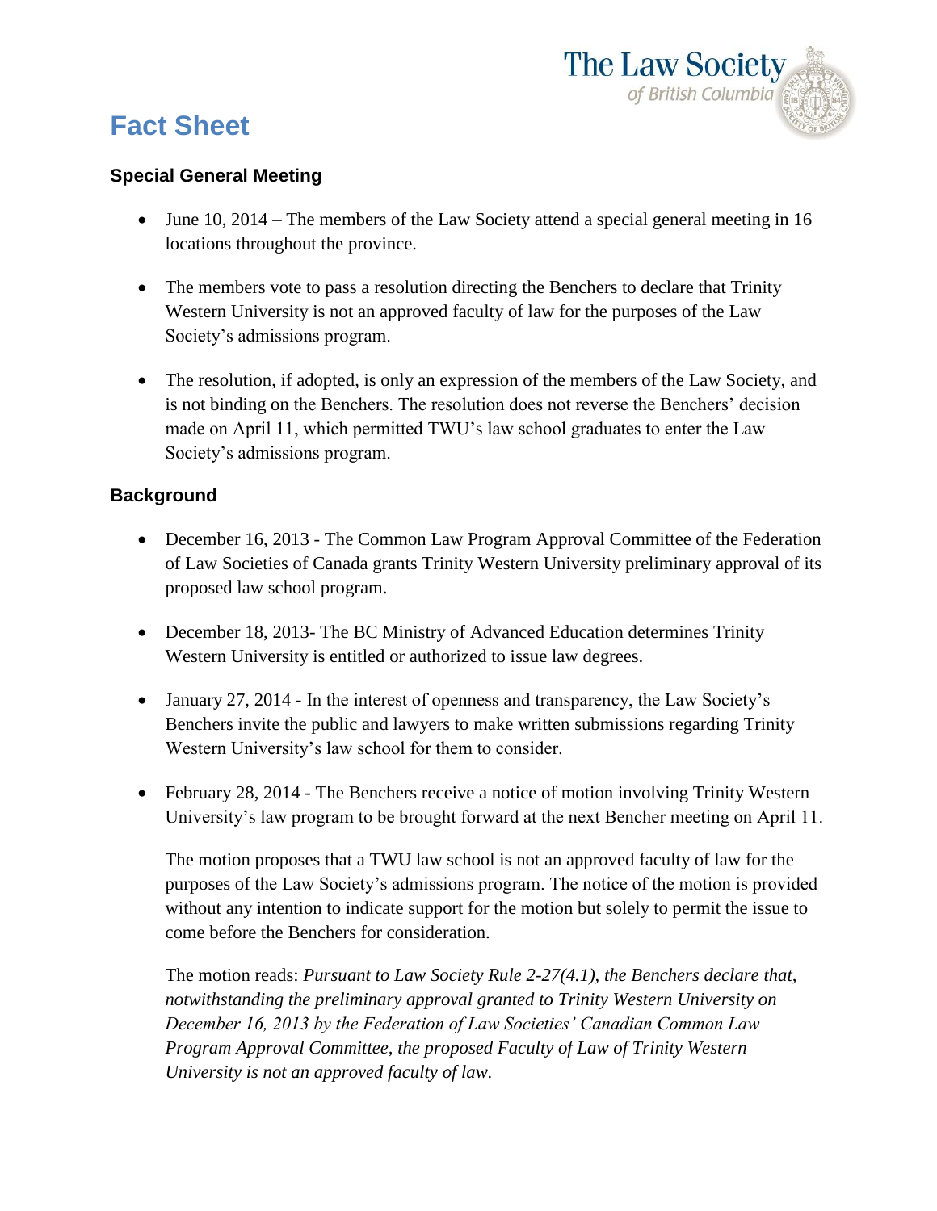The Law Society of British Columbia

# Fact Sheet

## Special General Meeting

- June 10, 2014 – The members of the Law Society attend a special general meeting in 16 locations throughout the province.

- The members vote to pass a resolution directing the Benchers to declare that Trinity Western University is not an approved faculty of law for the purposes of the Law Society's admissions program.

- The resolution, if adopted, is only an expression of the members of the Law Society, and is not binding on the Benchers. The resolution does not reverse the Benchers' decision made on April 11, which permitted TWU's law school graduates to enter the Law Society's admissions program.

## Background

- December 16, 2013 - The Common Law Program Approval Committee of the Federation of Law Societies of Canada grants Trinity Western University preliminary approval of its proposed law school program.

- December 18, 2013- The BC Ministry of Advanced Education determines Trinity Western University is entitled or authorized to issue law degrees.

- January 27, 2014 - In the interest of openness and transparency, the Law Society's Benchers invite the public and lawyers to make written submissions regarding Trinity Western University's law school for them to consider.

- February 28, 2014 - The Benchers receive a notice of motion involving Trinity Western University's law program to be brought forward at the next Bencher meeting on April 11.

  The motion proposes that a TWU law school is not an approved faculty of law for the purposes of the Law Society's admissions program. The notice of the motion is provided without any intention to indicate support for the motion but solely to permit the issue to come before the Benchers for consideration.

  The motion reads: *Pursuant to Law Society Rule 2-27(4.1), the Benchers declare that, notwithstanding the preliminary approval granted to Trinity Western University on December 16, 2013 by the Federation of Law Societies' Canadian Common Law Program Approval Committee, the proposed Faculty of Law of Trinity Western University is not an approved faculty of law.*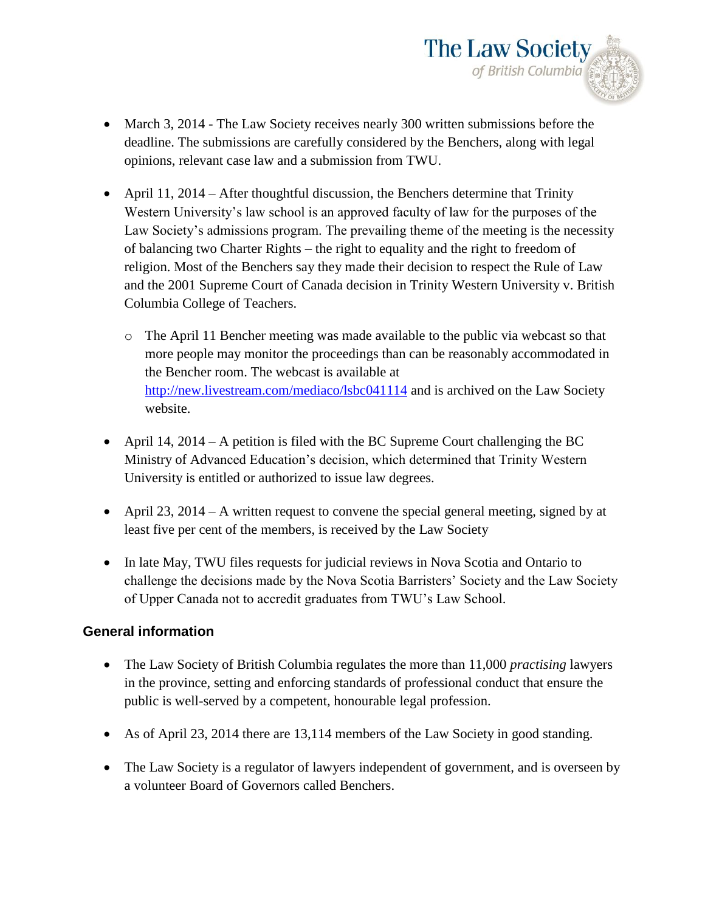- March 3, 2014 - The Law Society receives nearly 300 written submissions before the deadline. The submissions are carefully considered by the Benchers, along with legal opinions, relevant case law and a submission from TWU.

- April 11, 2014 – After thoughtful discussion, the Benchers determine that Trinity Western University's law school is an approved faculty of law for the purposes of the Law Society's admissions program. The prevailing theme of the meeting is the necessity of balancing two Charter Rights – the right to equality and the right to freedom of religion. Most of the Benchers say they made their decision to respect the Rule of Law and the 2001 Supreme Court of Canada decision in Trinity Western University v. British Columbia College of Teachers.

    - The April 11 Bencher meeting was made available to the public via webcast so that more people may monitor the proceedings than can be reasonably accommodated in the Bencher room. The webcast is available at http://new.livestream.com/mediaco/lsbc041114 and is archived on the Law Society website.

- April 14, 2014 – A petition is filed with the BC Supreme Court challenging the BC Ministry of Advanced Education's decision, which determined that Trinity Western University is entitled or authorized to issue law degrees.

- April 23, 2014 – A written request to convene the special general meeting, signed by at least five per cent of the members, is received by the Law Society

- In late May, TWU files requests for judicial reviews in Nova Scotia and Ontario to challenge the decisions made by the Nova Scotia Barristers' Society and the Law Society of Upper Canada not to accredit graduates from TWU's Law School.

## General information

- The Law Society of British Columbia regulates the more than 11,000 *practising* lawyers in the province, setting and enforcing standards of professional conduct that ensure the public is well-served by a competent, honourable legal profession.

- As of April 23, 2014 there are 13,114 members of the Law Society in good standing.

- The Law Society is a regulator of lawyers independent of government, and is overseen by a volunteer Board of Governors called Benchers.